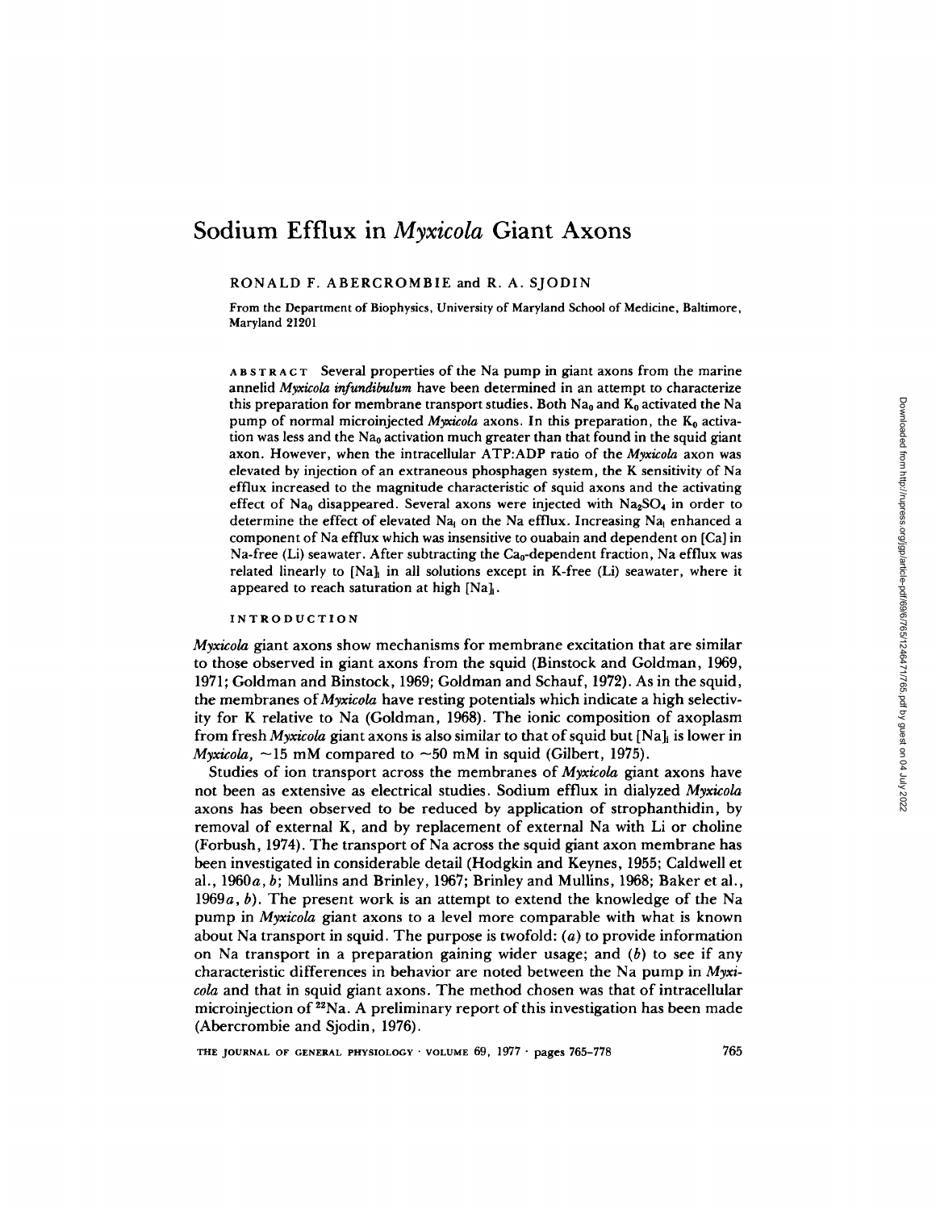# Sodium Efflux in *Myxicola* Giant Axons

RONALD F. ABERCROMBIE and R. A. SJODIN

From the Department of Biophysics, University of Maryland School of Medicine, Baltimore, Maryland 21201

ABSTRACT Several properties of the Na pump in giant axons from the marine annelid *Myxicola infundibulum* have been determined in an attempt to characterize this preparation for membrane transport studies. Both $Na_0$ and $K_0$ activated the Na pump of normal microinjected *Myxicola* axons. In this preparation, the $K_0$ activation was less and the $Na_0$ activation much greater than that found in the squid giant axon. However, when the intracellular ATP:ADP ratio of the *Myxicola* axon was elevated by injection of an extraneous phosphagen system, the K sensitivity of Na efflux increased to the magnitude characteristic of squid axons and the activating effect of $Na_0$ disappeared. Several axons were injected with $Na_2SO_4$ in order to determine the effect of elevated $Na_i$ on the Na efflux. Increasing $Na_i$ enhanced a component of Na efflux which was insensitive to ouabain and dependent on [Ca] in Na-free (Li) seawater. After subtracting the $Ca_0$-dependent fraction, Na efflux was related linearly to $[Na]_i$ in all solutions except in K-free (Li) seawater, where it appeared to reach saturation at high $[Na]_i$.

## INTRODUCTION

*Myxicola* giant axons show mechanisms for membrane excitation that are similar to those observed in giant axons from the squid (Binstock and Goldman, 1969, 1971; Goldman and Binstock, 1969; Goldman and Schauf, 1972). As in the squid, the membranes of *Myxicola* have resting potentials which indicate a high selectivity for K relative to Na (Goldman, 1968). The ionic composition of axoplasm from fresh *Myxicola* giant axons is also similar to that of squid but $[Na]_i$ is lower in *Myxicola*, ~15 mM compared to ~50 mM in squid (Gilbert, 1975).

Studies of ion transport across the membranes of *Myxicola* giant axons have not been as extensive as electrical studies. Sodium efflux in dialyzed *Myxicola* axons has been observed to be reduced by application of strophanthidin, by removal of external K, and by replacement of external Na with Li or choline (Forbush, 1974). The transport of Na across the squid giant axon membrane has been investigated in considerable detail (Hodgkin and Keynes, 1955; Caldwell et al., 1960*a*, *b*; Mullins and Brinley, 1967; Brinley and Mullins, 1968; Baker et al., 1969*a*, *b*). The present work is an attempt to extend the knowledge of the Na pump in *Myxicola* giant axons to a level more comparable with what is known about Na transport in squid. The purpose is twofold: (*a*) to provide information on Na transport in a preparation gaining wider usage; and (*b*) to see if any characteristic differences in behavior are noted between the Na pump in *Myxicola* and that in squid giant axons. The method chosen was that of intracellular microinjection of $^{22}Na$. A preliminary report of this investigation has been made (Abercrombie and Sjodin, 1976).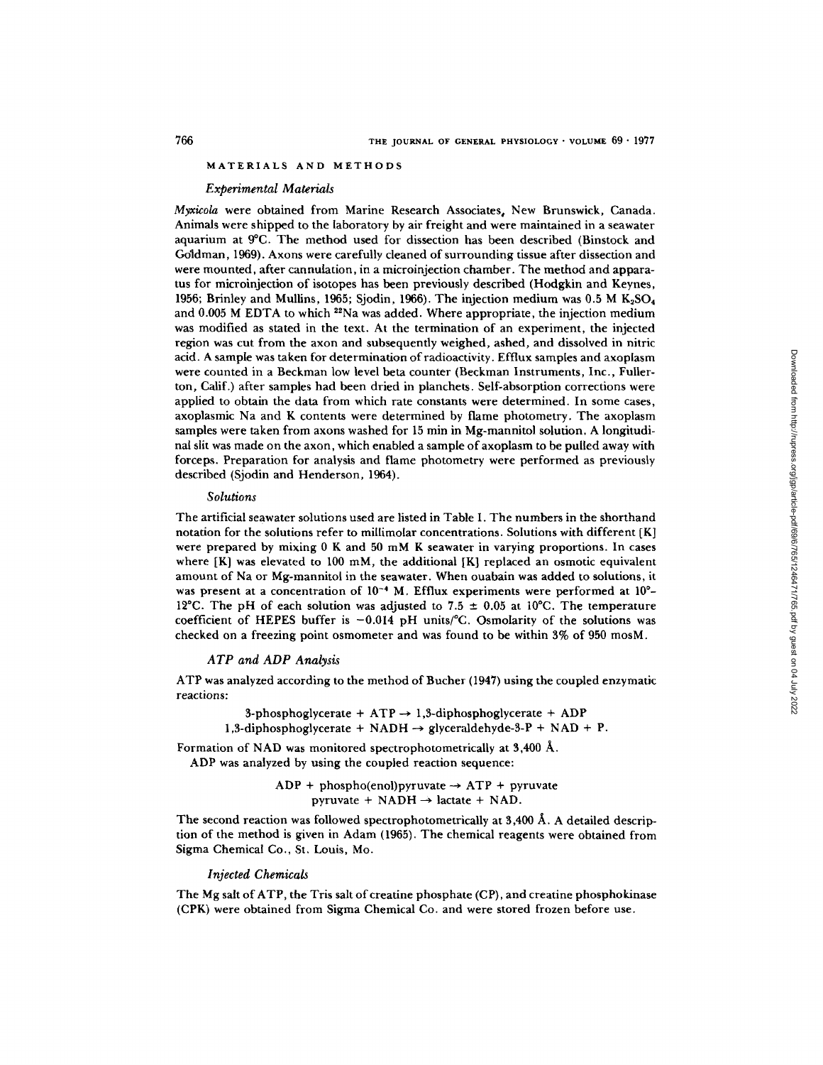## MATERIALS AND METHODS

### *Experimental Materials*

*Myxicola* were obtained from Marine Research Associates, New Brunswick, Canada. Animals were shipped to the laboratory by air freight and were maintained in a seawater aquarium at 9°C. The method used for dissection has been described (Binstock and Goldman, 1969). Axons were carefully cleaned of surrounding tissue after dissection and were mounted, after cannulation, in a microinjection chamber. The method and apparatus for microinjection of isotopes has been previously described (Hodgkin and Keynes, 1956; Brinley and Mullins, 1965; Sjodin, 1966). The injection medium was 0.5 M $K_2SO_4$ and 0.005 M EDTA to which $^{22}Na$ was added. Where appropriate, the injection medium was modified as stated in the text. At the termination of an experiment, the injected region was cut from the axon and subsequently weighed, ashed, and dissolved in nitric acid. A sample was taken for determination of radioactivity. Efflux samples and axoplasm were counted in a Beckman low level beta counter (Beckman Instruments, Inc., Fullerton, Calif.) after samples had been dried in planchets. Self-absorption corrections were applied to obtain the data from which rate constants were determined. In some cases, axoplasmic Na and K contents were determined by flame photometry. The axoplasm samples were taken from axons washed for 15 min in Mg-mannitol solution. A longitudinal slit was made on the axon, which enabled a sample of axoplasm to be pulled away with forceps. Preparation for analysis and flame photometry were performed as previously described (Sjodin and Henderson, 1964).

### *Solutions*

The artificial seawater solutions used are listed in Table I. The numbers in the shorthand notation for the solutions refer to millimolar concentrations. Solutions with different [K] were prepared by mixing 0 K and 50 mM K seawater in varying proportions. In cases where [K] was elevated to 100 mM, the additional [K] replaced an osmotic equivalent amount of Na or Mg-mannitol in the seawater. When ouabain was added to solutions, it was present at a concentration of $10^{-4}$ M. Efflux experiments were performed at 10°–12°C. The pH of each solution was adjusted to 7.5 ± 0.05 at 10°C. The temperature coefficient of HEPES buffer is −0.014 pH units/°C. Osmolarity of the solutions was checked on a freezing point osmometer and was found to be within 3% of 950 mosM.

### *ATP and ADP Analysis*

ATP was analyzed according to the method of Bucher (1947) using the coupled enzymatic reactions:

$$\text{3-phosphoglycerate} + \text{ATP} \rightarrow \text{1,3-diphosphoglycerate} + \text{ADP}$$
$$\text{1,3-diphosphoglycerate} + \text{NADH} \rightarrow \text{glyceraldehyde-3-P} + \text{NAD} + \text{P}.$$

Formation of NAD was monitored spectrophotometrically at 3,400 Å.

ADP was analyzed by using the coupled reaction sequence:

$$\text{ADP} + \text{phospho(enol)pyruvate} \rightarrow \text{ATP} + \text{pyruvate}$$
$$\text{pyruvate} + \text{NADH} \rightarrow \text{lactate} + \text{NAD}.$$

The second reaction was followed spectrophotometrically at 3,400 Å. A detailed description of the method is given in Adam (1965). The chemical reagents were obtained from Sigma Chemical Co., St. Louis, Mo.

### *Injected Chemicals*

The Mg salt of ATP, the Tris salt of creatine phosphate (CP), and creatine phosphokinase (CPK) were obtained from Sigma Chemical Co. and were stored frozen before use.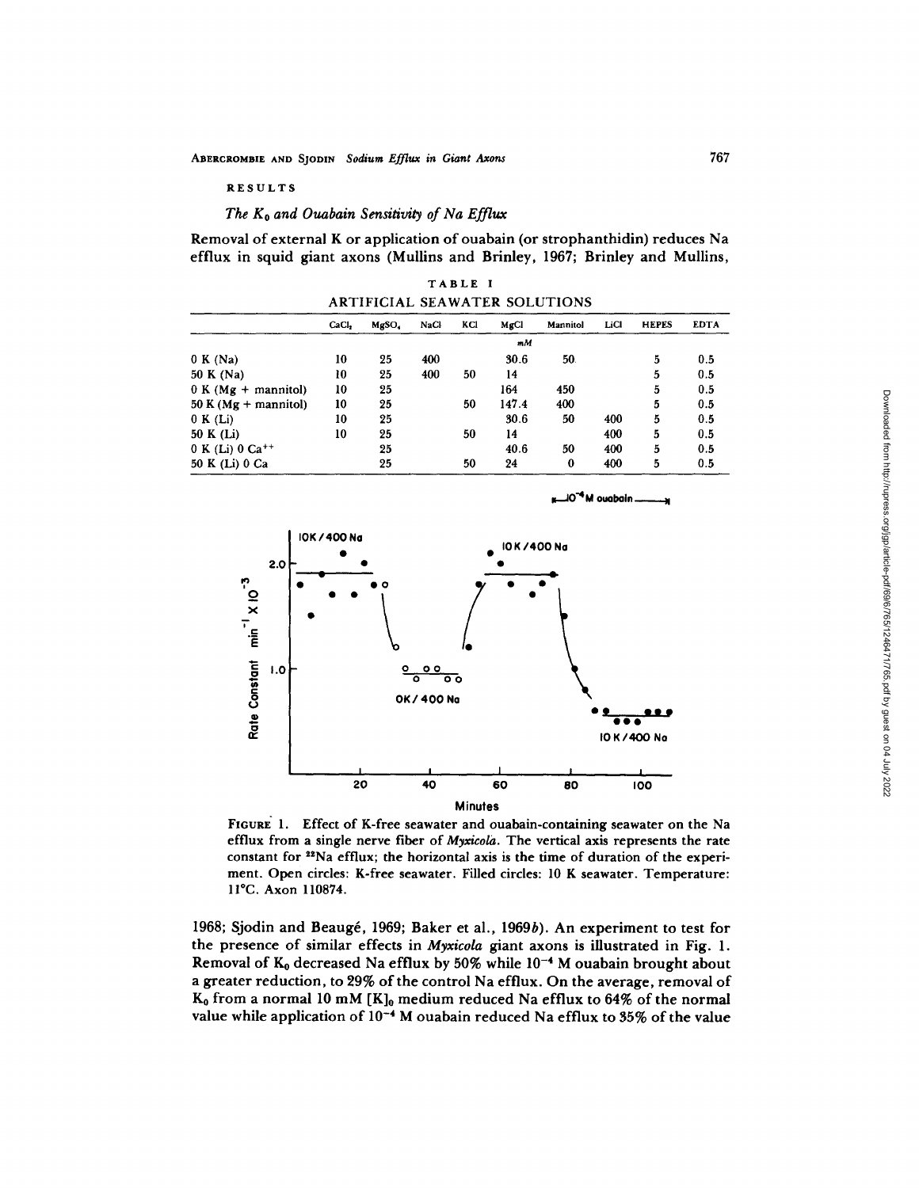## RESULTS

### *The $K_0$ and Ouabain Sensitivity of Na Efflux*

Removal of external K or application of ouabain (or strophanthidin) reduces Na efflux in squid giant axons (Mullins and Brinley, 1967; Brinley and Mullins, 1968; Sjodin and Beaugé, 1969; Baker et al., 1969*b*). An experiment to test for the presence of similar effects in *Myxicola* giant axons is illustrated in Fig. 1. Removal of $K_0$ decreased Na efflux by 50% while $10^{-4}$ M ouabain brought about a greater reduction, to 29% of the control Na efflux. On the average, removal of $K_0$ from a normal 10 mM $[K]_0$ medium reduced Na efflux to 64% of the normal value while application of $10^{-4}$ M ouabain reduced Na efflux to 35% of the value

TABLE I

ARTIFICIAL SEAWATER SOLUTIONS

| | $CaCl_2$ | $MgSO_4$ | NaCl | KCl | MgCl | Mannitol | LiCl | HEPES | EDTA |
|---|---|---|---|---|---|---|---|---|---|
| | | | | | *mM* | | | | |
| 0 K (Na) | 10 | 25 | 400 | | 30.6 | 50 | | 5 | 0.5 |
| 50 K (Na) | 10 | 25 | 400 | 50 | 14 | | | 5 | 0.5 |
| 0 K (Mg + mannitol) | 10 | 25 | | | 164 | 450 | | 5 | 0.5 |
| 50 K (Mg + mannitol) | 10 | 25 | | 50 | 147.4 | 400 | | 5 | 0.5 |
| 0 K (Li) | 10 | 25 | | | 30.6 | 50 | 400 | 5 | 0.5 |
| 50 K (Li) | 10 | 25 | | 50 | 14 | | 400 | 5 | 0.5 |
| 0 K (Li) 0 $Ca^{++}$ | | 25 | | | 40.6 | 50 | 400 | 5 | 0.5 |
| 50 K (Li) 0 Ca | | 25 | | 50 | 24 | 0 | 400 | 5 | 0.5 |

FIGURE 1. Effect of K-free seawater and ouabain-containing seawater on the Na efflux from a single nerve fiber of *Myxicola*. The vertical axis represents the rate constant for $^{22}Na$ efflux; the horizontal axis is the time of duration of the experiment. Open circles: K-free seawater. Filled circles: 10 K seawater. Temperature: 11°C. Axon 110874.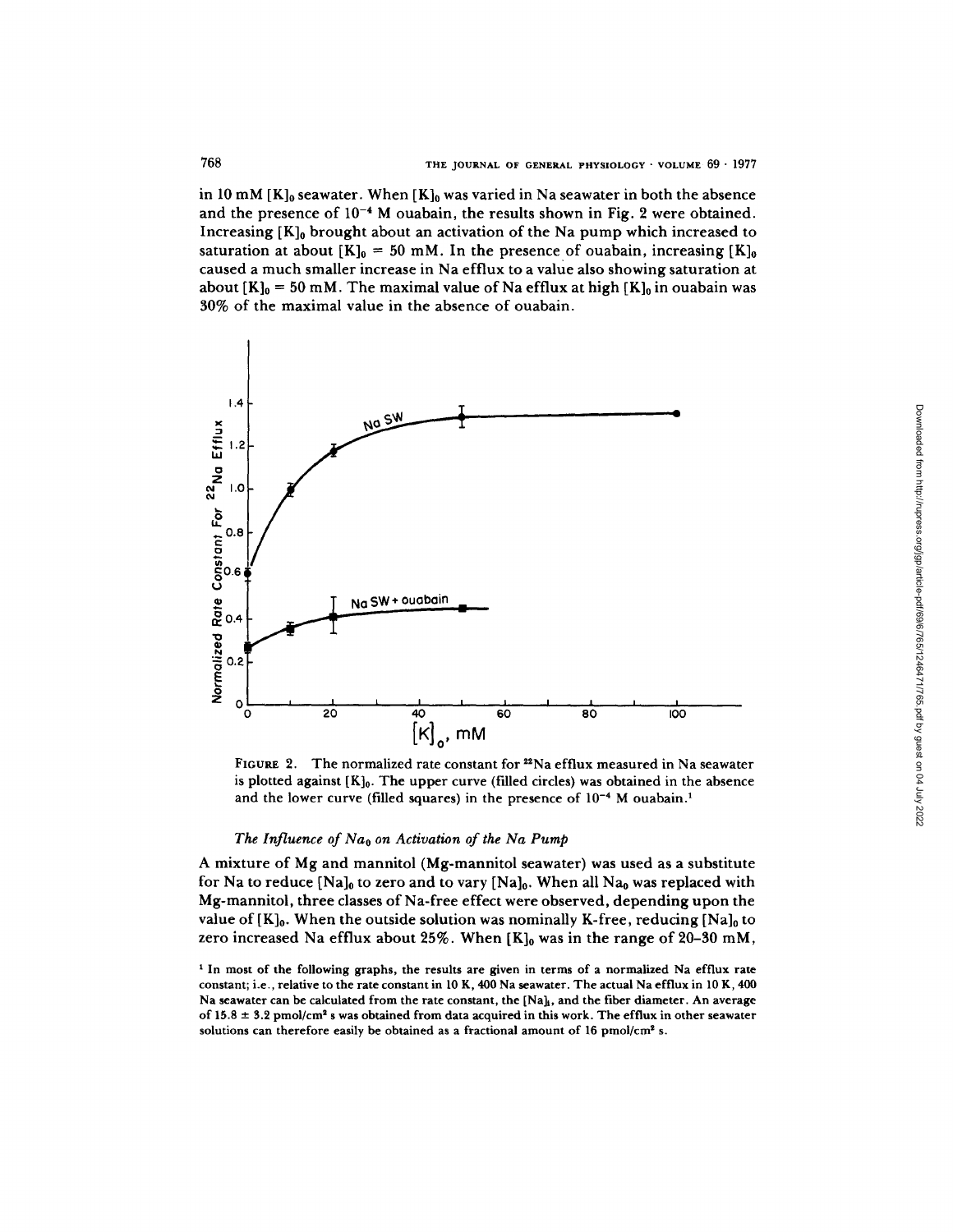in 10 mM $[K]_0$ seawater. When $[K]_0$ was varied in Na seawater in both the absence and the presence of $10^{-4}$ M ouabain, the results shown in Fig. 2 were obtained. Increasing $[K]_0$ brought about an activation of the Na pump which increased to saturation at about $[K]_0 = 50$ mM. In the presence of ouabain, increasing $[K]_0$ caused a much smaller increase in Na efflux to a value also showing saturation at about $[K]_0 = 50$ mM. The maximal value of Na efflux at high $[K]_0$ in ouabain was 30% of the maximal value in the absence of ouabain.

FIGURE 2. The normalized rate constant for $^{22}$Na efflux measured in Na seawater is plotted against $[K]_0$. The upper curve (filled circles) was obtained in the absence and the lower curve (filled squares) in the presence of $10^{-4}$ M ouabain.[1]

### *The Influence of $Na_0$ on Activation of the Na Pump*

A mixture of Mg and mannitol (Mg-mannitol seawater) was used as a substitute for Na to reduce $[Na]_0$ to zero and to vary $[Na]_0$. When all $Na_0$ was replaced with Mg-mannitol, three classes of Na-free effect were observed, depending upon the value of $[K]_0$. When the outside solution was nominally K-free, reducing $[Na]_0$ to zero increased Na efflux about 25%. When $[K]_0$ was in the range of 20–30 mM,

[1] In most of the following graphs, the results are given in terms of a normalized Na efflux rate constant; i.e., relative to the rate constant in 10 K, 400 Na seawater. The actual Na efflux in 10 K, 400 Na seawater can be calculated from the rate constant, the $[Na]_i$, and the fiber diameter. An average of $15.8 \pm 3.2$ pmol/cm$^2$ s was obtained from data acquired in this work. The efflux in other seawater solutions can therefore easily be obtained as a fractional amount of 16 pmol/cm$^2$ s.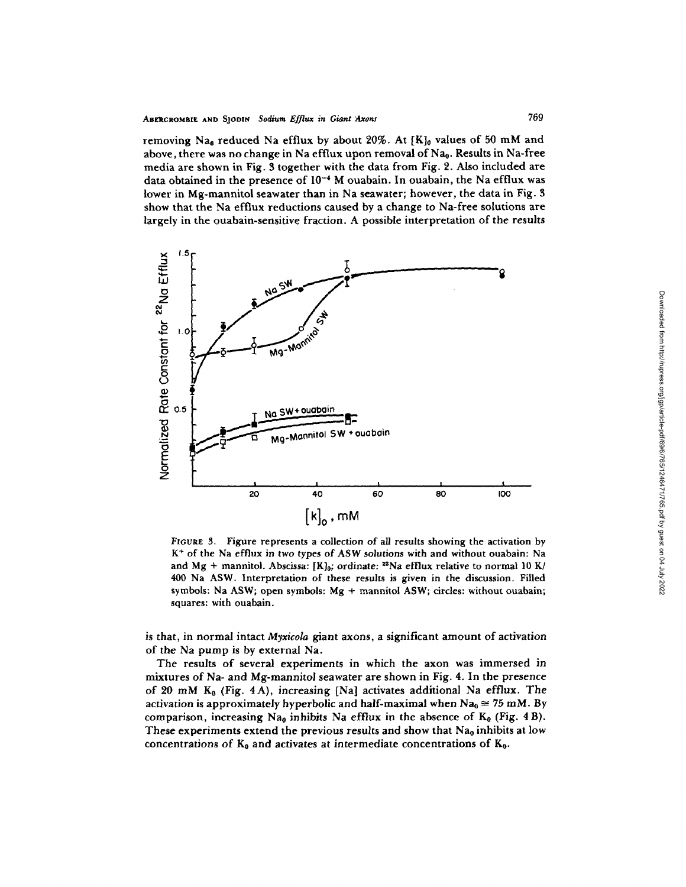removing $Na_0$ reduced Na efflux by about 20%. At $[K]_0$ values of 50 mM and above, there was no change in Na efflux upon removal of $Na_0$. Results in Na-free media are shown in Fig. 3 together with the data from Fig. 2. Also included are data obtained in the presence of $10^{-4}$ M ouabain. In ouabain, the Na efflux was lower in Mg-mannitol seawater than in Na seawater; however, the data in Fig. 3 show that the Na efflux reductions caused by a change to Na-free solutions are largely in the ouabain-sensitive fraction. A possible interpretation of the results

FIGURE 3. Figure represents a collection of all results showing the activation by $K^+$ of the Na efflux in two types of ASW solutions with and without ouabain: Na and Mg + mannitol. Abscissa: $[K]_0$; ordinate: $^{22}Na$ efflux relative to normal 10 K/400 Na ASW. Interpretation of these results is given in the discussion. Filled symbols: Na ASW; open symbols: Mg + mannitol ASW; circles: without ouabain; squares: with ouabain.

is that, in normal intact *Myxicola* giant axons, a significant amount of activation of the Na pump is by external Na.

The results of several experiments in which the axon was immersed in mixtures of Na- and Mg-mannitol seawater are shown in Fig. 4. In the presence of 20 mM $K_0$ (Fig. 4 A), increasing [Na] activates additional Na efflux. The activation is approximately hyperbolic and half-maximal when $Na_0 \cong 75$ mM. By comparison, increasing $Na_0$ inhibits Na efflux in the absence of $K_0$ (Fig. 4 B). These experiments extend the previous results and show that $Na_0$ inhibits at low concentrations of $K_0$ and activates at intermediate concentrations of $K_0$.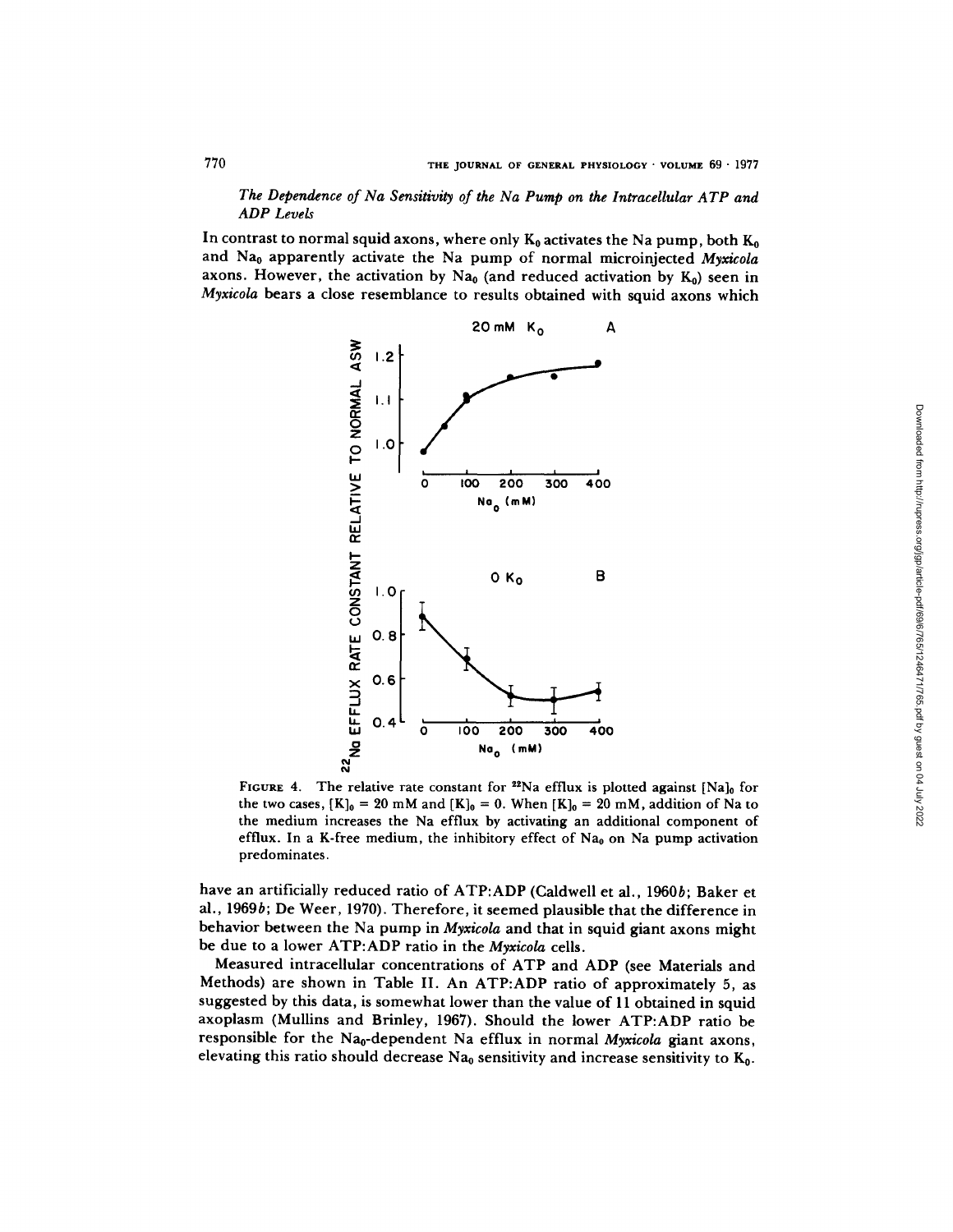*The Dependence of Na Sensitivity of the Na Pump on the Intracellular ATP and ADP Levels*

In contrast to normal squid axons, where only $K_0$ activates the Na pump, both $K_0$ and $Na_0$ apparently activate the Na pump of normal microinjected *Myxicola* axons. However, the activation by $Na_0$ (and reduced activation by $K_0$) seen in *Myxicola* bears a close resemblance to results obtained with squid axons which

FIGURE 4. The relative rate constant for $^{22}$Na efflux is plotted against $[Na]_0$ for the two cases, $[K]_0 = 20$ mM and $[K]_0 = 0$. When $[K]_0 = 20$ mM, addition of Na to the medium increases the Na efflux by activating an additional component of efflux. In a K-free medium, the inhibitory effect of $Na_0$ on Na pump activation predominates.

have an artificially reduced ratio of ATP:ADP (Caldwell et al., 1960*b*; Baker et al., 1969*b*; De Weer, 1970). Therefore, it seemed plausible that the difference in behavior between the Na pump in *Myxicola* and that in squid giant axons might be due to a lower ATP:ADP ratio in the *Myxicola* cells.

Measured intracellular concentrations of ATP and ADP (see Materials and Methods) are shown in Table II. An ATP:ADP ratio of approximately 5, as suggested by this data, is somewhat lower than the value of 11 obtained in squid axoplasm (Mullins and Brinley, 1967). Should the lower ATP:ADP ratio be responsible for the $Na_0$-dependent Na efflux in normal *Myxicola* giant axons, elevating this ratio should decrease $Na_0$ sensitivity and increase sensitivity to $K_0$.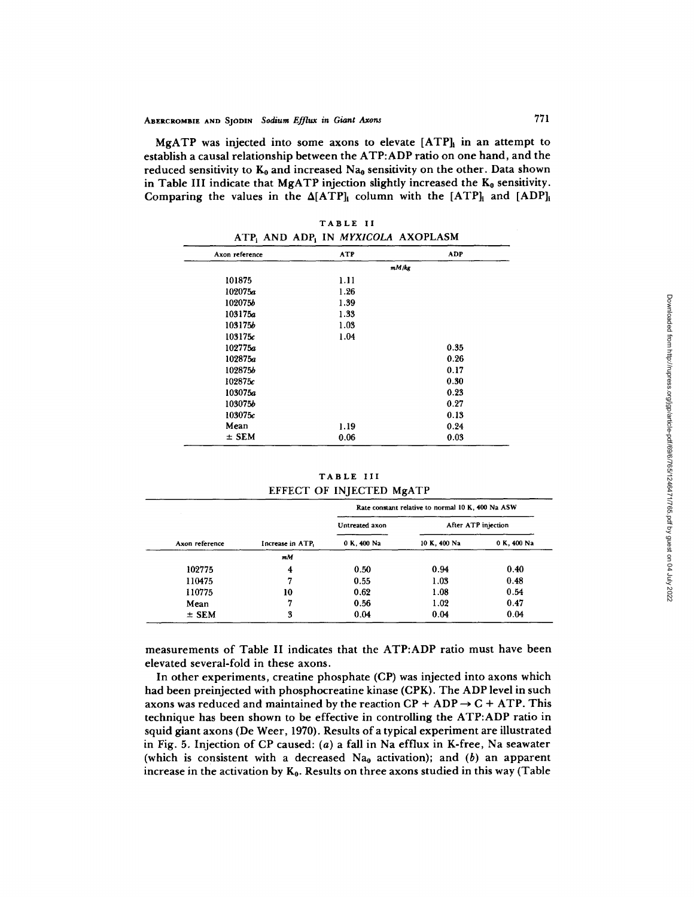MgATP was injected into some axons to elevate $[ATP]_i$ in an attempt to establish a causal relationship between the ATP:ADP ratio on one hand, and the reduced sensitivity to $K_0$ and increased $Na_0$ sensitivity on the other. Data shown in Table III indicate that MgATP injection slightly increased the $K_0$ sensitivity. Comparing the values in the $\Delta[ATP]_i$ column with the $[ATP]_i$ and $[ADP]_i$ measurements of Table II indicates that the ATP:ADP ratio must have been elevated several-fold in these axons.

TABLE II

$ATP_i$ AND $ADP_i$ IN *MYXICOLA* AXOPLASM

| Axon reference | ATP | ADP |
|---|---|---|
| | *mM/kg* | |
| 101875 | 1.11 | |
| 102075*a* | 1.26 | |
| 102075*b* | 1.39 | |
| 103175*a* | 1.33 | |
| 103175*b* | 1.03 | |
| 103175*c* | 1.04 | |
| 102775*a* | | 0.35 |
| 102875*a* | | 0.26 |
| 102875*b* | | 0.17 |
| 102875*c* | | 0.30 |
| 103075*a* | | 0.23 |
| 103075*b* | | 0.27 |
| 103075*c* | | 0.13 |
| Mean | 1.19 | 0.24 |
| ± SEM | 0.06 | 0.03 |

TABLE III

EFFECT OF INJECTED MgATP

| | | Rate constant relative to normal 10 K, 400 Na ASW | | |
|---|---|---|---|---|
| | | Untreated axon | After ATP injection | |
| Axon reference | Increase in $ATP_i$ | 0 K, 400 Na | 10 K, 400 Na | 0 K, 400 Na |
| | *mM* | | | |
| 102775 | 4 | 0.50 | 0.94 | 0.40 |
| 110475 | 7 | 0.55 | 1.03 | 0.48 |
| 110775 | 10 | 0.62 | 1.08 | 0.54 |
| Mean | 7 | 0.56 | 1.02 | 0.47 |
| ± SEM | 3 | 0.04 | 0.04 | 0.04 |

In other experiments, creatine phosphate (CP) was injected into axons which had been preinjected with phosphocreatine kinase (CPK). The ADP level in such axons was reduced and maintained by the reaction CP + ADP → C + ATP. This technique has been shown to be effective in controlling the ATP:ADP ratio in squid giant axons (De Weer, 1970). Results of a typical experiment are illustrated in Fig. 5. Injection of CP caused: (*a*) a fall in Na efflux in K-free, Na seawater (which is consistent with a decreased $Na_0$ activation); and (*b*) an apparent increase in the activation by $K_0$. Results on three axons studied in this way (Table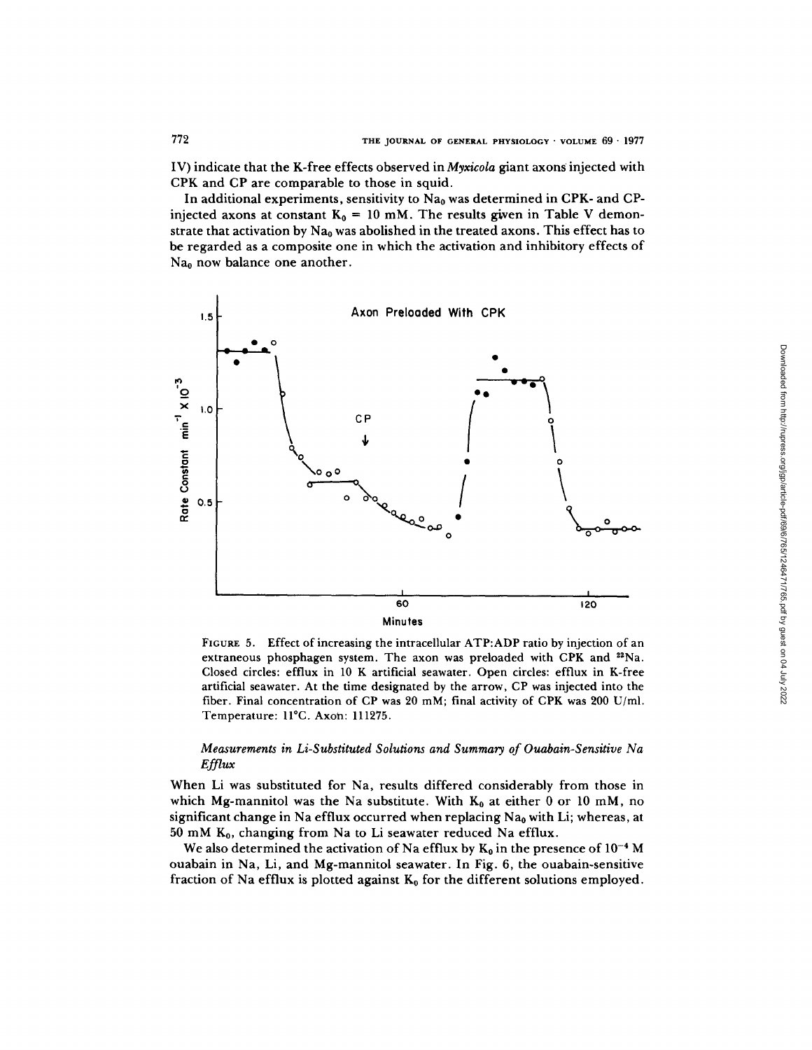IV) indicate that the K-free effects observed in *Myxicola* giant axons injected with CPK and CP are comparable to those in squid.

In additional experiments, sensitivity to $Na_0$ was determined in CPK- and CP-injected axons at constant $K_0 = 10$ mM. The results given in Table V demonstrate that activation by $Na_0$ was abolished in the treated axons. This effect has to be regarded as a composite one in which the activation and inhibitory effects of $Na_0$ now balance one another.

FIGURE 5. Effect of increasing the intracellular ATP:ADP ratio by injection of an extraneous phosphagen system. The axon was preloaded with CPK and $^{22}Na$. Closed circles: efflux in 10 K artificial seawater. Open circles: efflux in K-free artificial seawater. At the time designated by the arrow, CP was injected into the fiber. Final concentration of CP was 20 mM; final activity of CPK was 200 U/ml. Temperature: 11°C. Axon: 111275.

### *Measurements in Li-Substituted Solutions and Summary of Ouabain-Sensitive Na Efflux*

When Li was substituted for Na, results differed considerably from those in which Mg-mannitol was the Na substitute. With $K_0$ at either 0 or 10 mM, no significant change in Na efflux occurred when replacing $Na_0$ with Li; whereas, at 50 mM $K_0$, changing from Na to Li seawater reduced Na efflux.

We also determined the activation of Na efflux by $K_0$ in the presence of $10^{-4}$ M ouabain in Na, Li, and Mg-mannitol seawater. In Fig. 6, the ouabain-sensitive fraction of Na efflux is plotted against $K_0$ for the different solutions employed.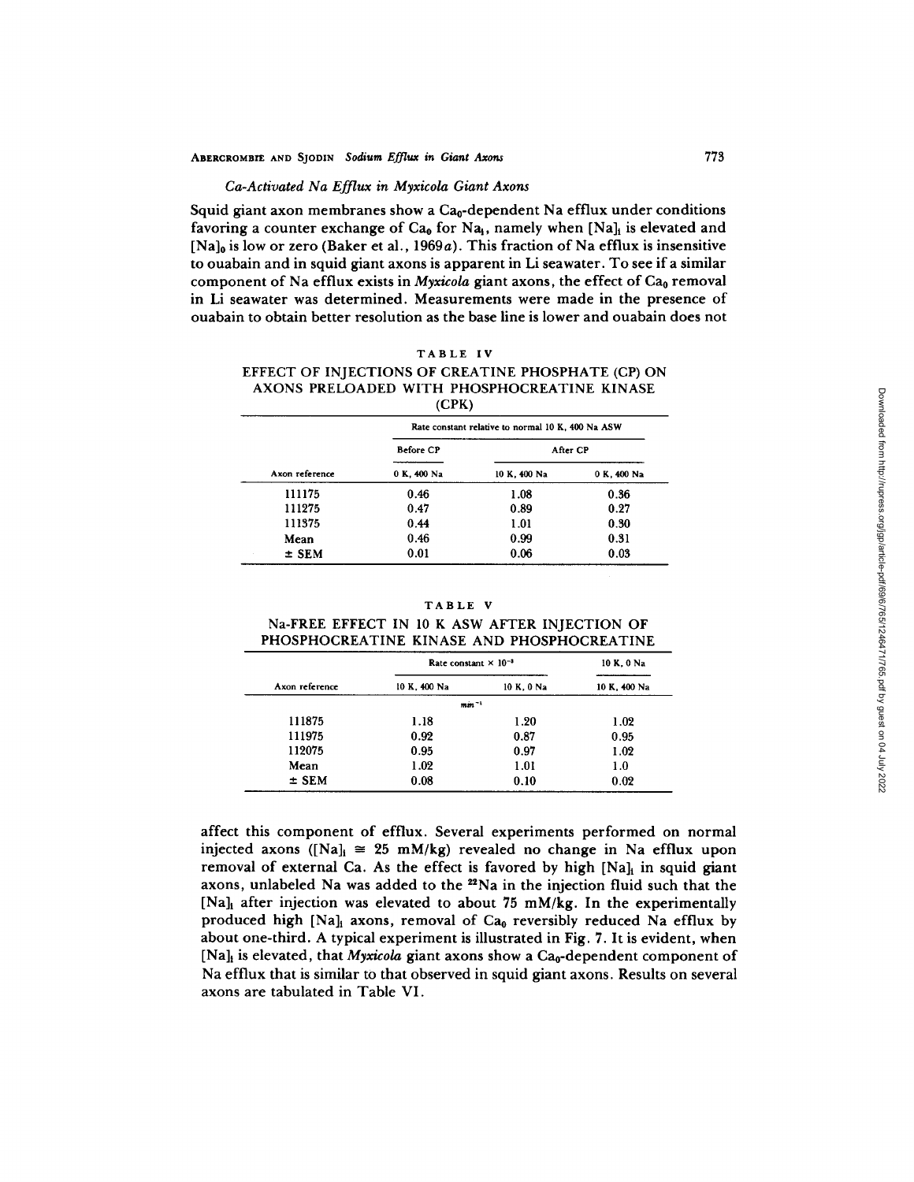### *Ca-Activated Na Efflux in Myxicola Giant Axons*

Squid giant axon membranes show a $Ca_0$-dependent Na efflux under conditions favoring a counter exchange of $Ca_0$ for $Na_i$, namely when $[Na]_i$ is elevated and $[Na]_0$ is low or zero (Baker et al., 1969*a*). This fraction of Na efflux is insensitive to ouabain and in squid giant axons is apparent in Li seawater. To see if a similar component of Na efflux exists in *Myxicola* giant axons, the effect of $Ca_0$ removal in Li seawater was determined. Measurements were made in the presence of ouabain to obtain better resolution as the base line is lower and ouabain does not affect this component of efflux. Several experiments performed on normal injected axons ($[Na]_i \cong 25$ mM/kg) revealed no change in Na efflux upon removal of external Ca. As the effect is favored by high $[Na]_i$ in squid giant axons, unlabeled Na was added to the $^{22}Na$ in the injection fluid such that the $[Na]_i$ after injection was elevated to about 75 mM/kg. In the experimentally produced high $[Na]_i$ axons, removal of $Ca_0$ reversibly reduced Na efflux by about one-third. A typical experiment is illustrated in Fig. 7. It is evident, when $[Na]_i$ is elevated, that *Myxicola* giant axons show a $Ca_0$-dependent component of Na efflux that is similar to that observed in squid giant axons. Results on several axons are tabulated in Table VI.

TABLE IV

EFFECT OF INJECTIONS OF CREATINE PHOSPHATE (CP) ON AXONS PRELOADED WITH PHOSPHOCREATINE KINASE (CPK)

| | Rate constant relative to normal 10 K, 400 Na ASW | | |
|---|---|---|---|
| | Before CP | After CP | |
| Axon reference | 0 K, 400 Na | 10 K, 400 Na | 0 K, 400 Na |
| 111175 | 0.46 | 1.08 | 0.36 |
| 111275 | 0.47 | 0.89 | 0.27 |
| 111375 | 0.44 | 1.01 | 0.30 |
| Mean | 0.46 | 0.99 | 0.31 |
| ± SEM | 0.01 | 0.06 | 0.03 |

TABLE V

Na-FREE EFFECT IN 10 K ASW AFTER INJECTION OF PHOSPHOCREATINE KINASE AND PHOSPHOCREATINE

| | Rate constant $\times 10^{-3}$ | | 10 K, 0 Na |
|---|---|---|---|
| Axon reference | 10 K, 400 Na | 10 K, 0 Na | 10 K, 400 Na |
| | $min^{-1}$ | | |
| 111875 | 1.18 | 1.20 | 1.02 |
| 111975 | 0.92 | 0.87 | 0.95 |
| 112075 | 0.95 | 0.97 | 1.02 |
| Mean | 1.02 | 1.01 | 1.0 |
| ± SEM | 0.08 | 0.10 | 0.02 |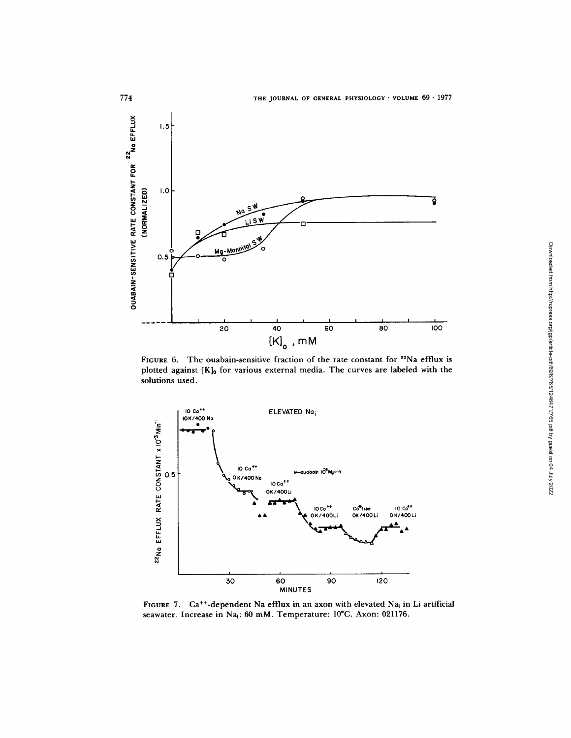FIGURE 6. The ouabain-sensitive fraction of the rate constant for $^{22}Na$ efflux is plotted against $[K]_o$ for various external media. The curves are labeled with the solutions used.

FIGURE 7. $Ca^{++}$-dependent Na efflux in an axon with elevated $Na_i$ in Li artificial seawater. Increase in $Na_i$: 60 mM. Temperature: 10°C. Axon: 021176.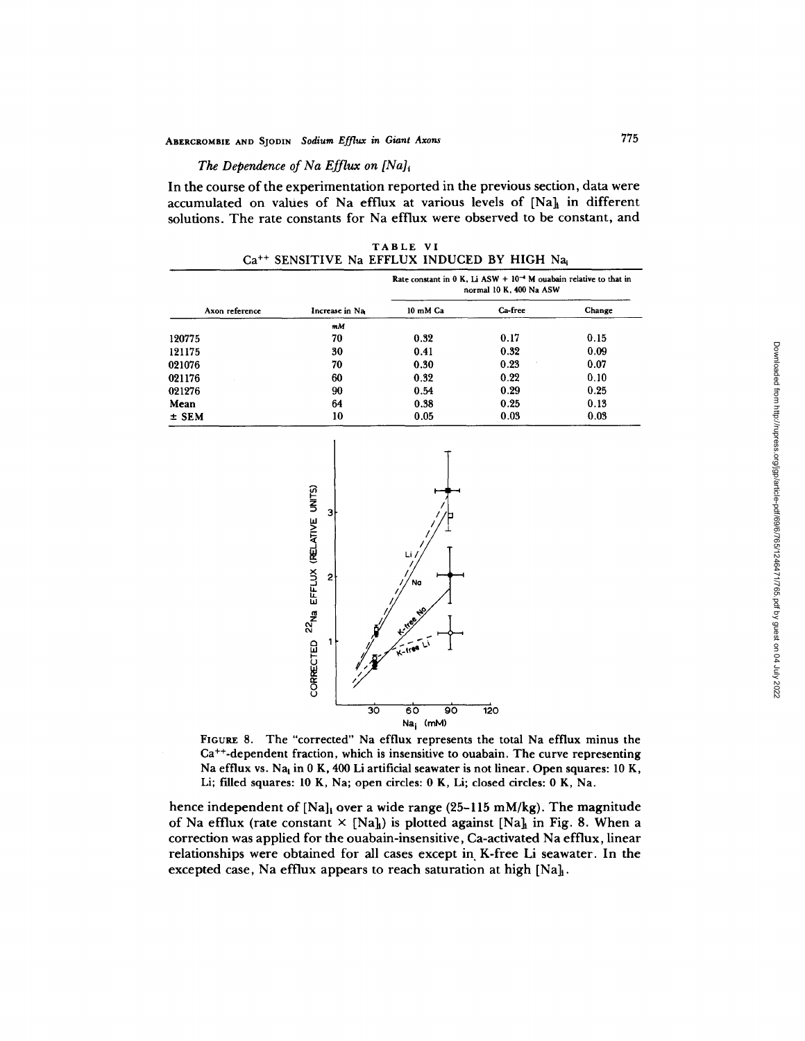*The Dependence of Na Efflux on $[Na]_i$*

In the course of the experimentation reported in the previous section, data were accumulated on values of Na efflux at various levels of $[Na]_i$ in different solutions. The rate constants for Na efflux were observed to be constant, and hence independent of $[Na]_i$ over a wide range (25–115 mM/kg). The magnitude of Na efflux (rate constant × $[Na]_i$) is plotted against $[Na]_i$ in Fig. 8. When a correction was applied for the ouabain-insensitive, Ca-activated Na efflux, linear relationships were obtained for all cases except in K-free Li seawater. In the excepted case, Na efflux appears to reach saturation at high $[Na]_i$.

TABLE VI

$Ca^{++}$ SENSITIVE Na EFFLUX INDUCED BY HIGH $Na_i$

| Axon reference | Increase in $Na_i$ | Rate constant in 0 K, Li ASW + $10^{-4}$ M ouabain relative to that in normal 10 K, 400 Na ASW | | |
|---|---|---|---|---|
| | | 10 mM Ca | Ca-free | Change |
| | *mM* | | | |
| 120775 | 70 | 0.32 | 0.17 | 0.15 |
| 121175 | 30 | 0.41 | 0.32 | 0.09 |
| 021076 | 70 | 0.30 | 0.23 | 0.07 |
| 021176 | 60 | 0.32 | 0.22 | 0.10 |
| 021276 | 90 | 0.54 | 0.29 | 0.25 |
| Mean | 64 | 0.38 | 0.25 | 0.13 |
| ± SEM | 10 | 0.05 | 0.03 | 0.03 |

FIGURE 8. The "corrected" Na efflux represents the total Na efflux minus the $Ca^{++}$-dependent fraction, which is insensitive to ouabain. The curve representing Na efflux vs. $Na_i$ in 0 K, 400 Li artificial seawater is not linear. Open squares: 10 K, Li; filled squares: 10 K, Na; open circles: 0 K, Li; closed circles: 0 K, Na.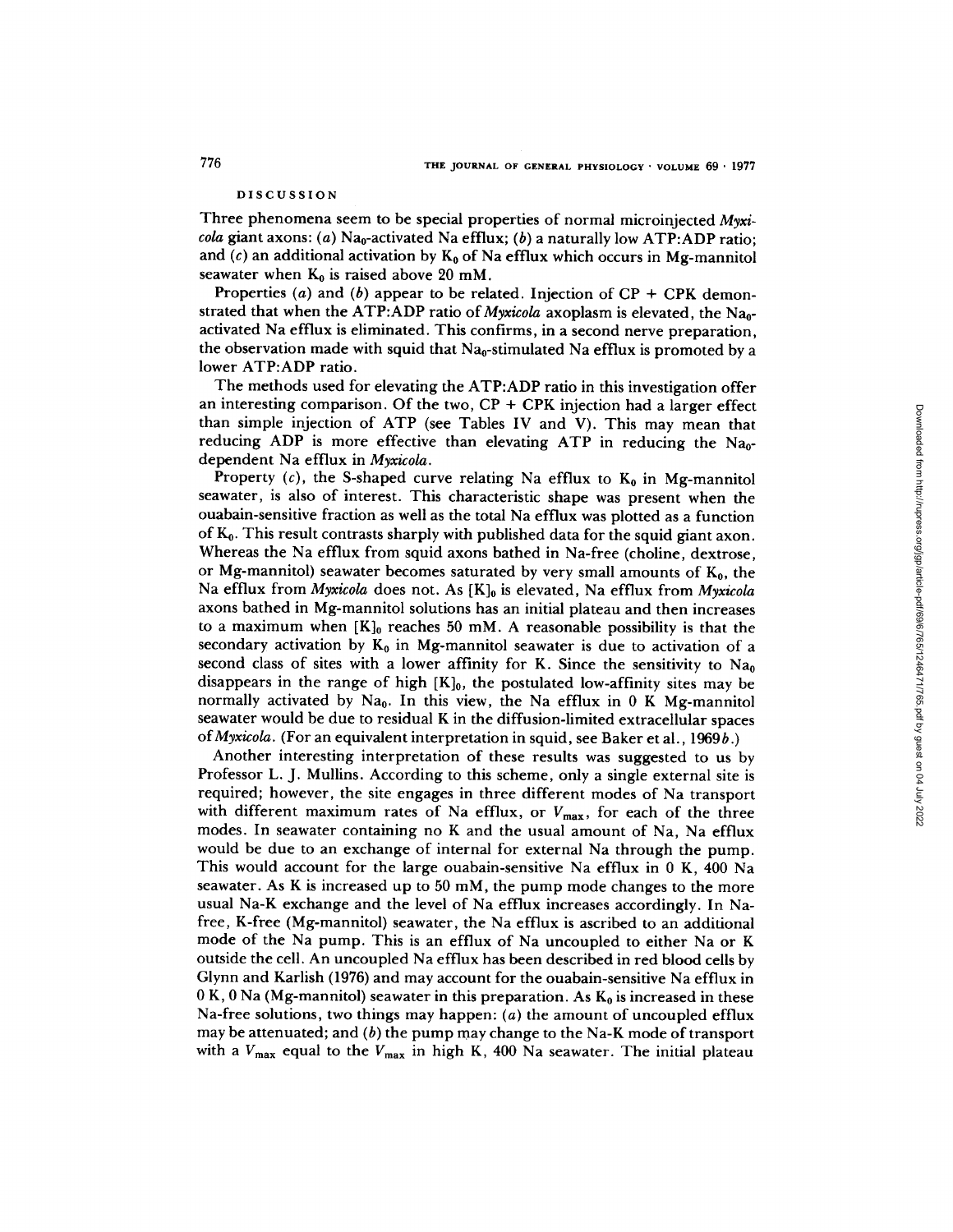## DISCUSSION

Three phenomena seem to be special properties of normal microinjected *Myxicola* giant axons: (*a*) $Na_0$-activated Na efflux; (*b*) a naturally low ATP:ADP ratio; and (*c*) an additional activation by $K_0$ of Na efflux which occurs in Mg-mannitol seawater when $K_0$ is raised above 20 mM.

Properties (*a*) and (*b*) appear to be related. Injection of CP + CPK demonstrated that when the ATP:ADP ratio of *Myxicola* axoplasm is elevated, the $Na_0$-activated Na efflux is eliminated. This confirms, in a second nerve preparation, the observation made with squid that $Na_0$-stimulated Na efflux is promoted by a lower ATP:ADP ratio.

The methods used for elevating the ATP:ADP ratio in this investigation offer an interesting comparison. Of the two, CP + CPK injection had a larger effect than simple injection of ATP (see Tables IV and V). This may mean that reducing ADP is more effective than elevating ATP in reducing the $Na_0$-dependent Na efflux in *Myxicola*.

Property (*c*), the S-shaped curve relating Na efflux to $K_0$ in Mg-mannitol seawater, is also of interest. This characteristic shape was present when the ouabain-sensitive fraction as well as the total Na efflux was plotted as a function of $K_0$. This result contrasts sharply with published data for the squid giant axon. Whereas the Na efflux from squid axons bathed in Na-free (choline, dextrose, or Mg-mannitol) seawater becomes saturated by very small amounts of $K_0$, the Na efflux from *Myxicola* does not. As $[K]_0$ is elevated, Na efflux from *Myxicola* axons bathed in Mg-mannitol solutions has an initial plateau and then increases to a maximum when $[K]_0$ reaches 50 mM. A reasonable possibility is that the secondary activation by $K_0$ in Mg-mannitol seawater is due to activation of a second class of sites with a lower affinity for K. Since the sensitivity to $Na_0$ disappears in the range of high $[K]_0$, the postulated low-affinity sites may be normally activated by $Na_0$. In this view, the Na efflux in 0 K Mg-mannitol seawater would be due to residual K in the diffusion-limited extracellular spaces of *Myxicola*. (For an equivalent interpretation in squid, see Baker et al., 1969*b*.)

Another interesting interpretation of these results was suggested to us by Professor L. J. Mullins. According to this scheme, only a single external site is required; however, the site engages in three different modes of Na transport with different maximum rates of Na efflux, or $V_{max}$, for each of the three modes. In seawater containing no K and the usual amount of Na, Na efflux would be due to an exchange of internal for external Na through the pump. This would account for the large ouabain-sensitive Na efflux in 0 K, 400 Na seawater. As K is increased up to 50 mM, the pump mode changes to the more usual Na-K exchange and the level of Na efflux increases accordingly. In Na-free, K-free (Mg-mannitol) seawater, the Na efflux is ascribed to an additional mode of the Na pump. This is an efflux of Na uncoupled to either Na or K outside the cell. An uncoupled Na efflux has been described in red blood cells by Glynn and Karlish (1976) and may account for the ouabain-sensitive Na efflux in 0 K, 0 Na (Mg-mannitol) seawater in this preparation. As $K_0$ is increased in these Na-free solutions, two things may happen: (*a*) the amount of uncoupled efflux may be attenuated; and (*b*) the pump may change to the Na-K mode of transport with a $V_{max}$ equal to the $V_{max}$ in high K, 400 Na seawater. The initial plateau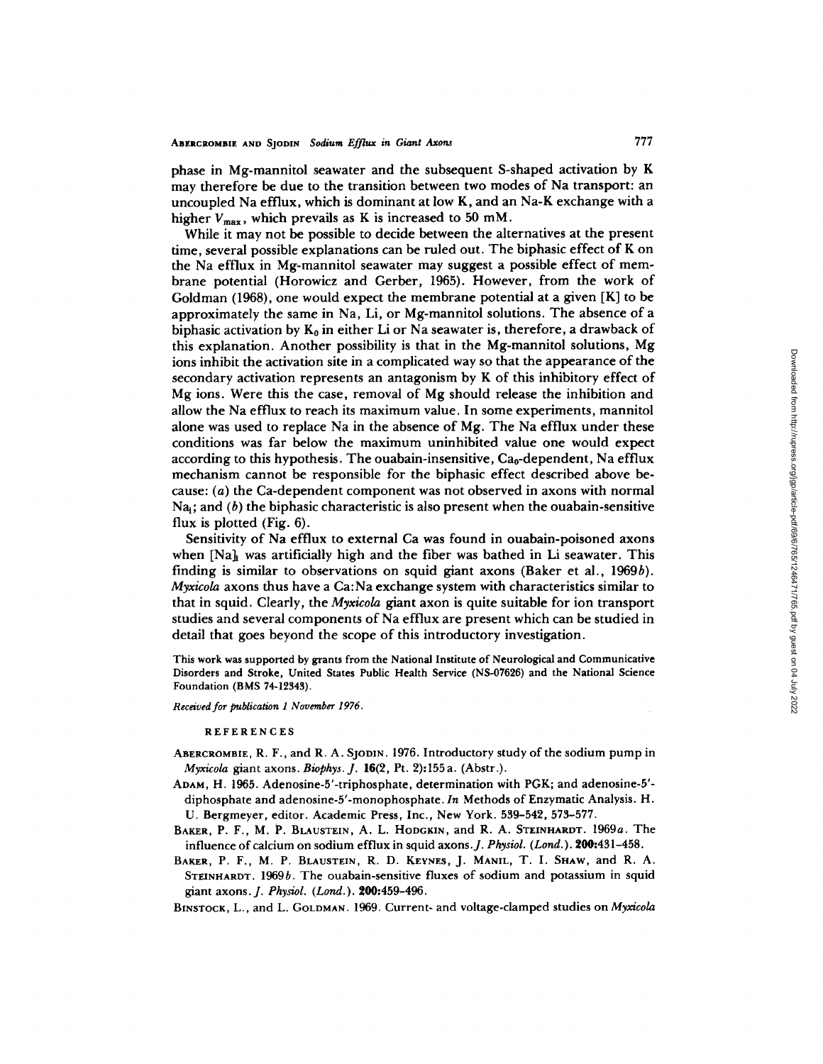phase in Mg-mannitol seawater and the subsequent S-shaped activation by K may therefore be due to the transition between two modes of Na transport: an uncoupled Na efflux, which is dominant at low K, and an Na-K exchange with a higher $V_{max}$, which prevails as K is increased to 50 mM.

While it may not be possible to decide between the alternatives at the present time, several possible explanations can be ruled out. The biphasic effect of K on the Na efflux in Mg-mannitol seawater may suggest a possible effect of membrane potential (Horowicz and Gerber, 1965). However, from the work of Goldman (1968), one would expect the membrane potential at a given [K] to be approximately the same in Na, Li, or Mg-mannitol solutions. The absence of a biphasic activation by $K_0$ in either Li or Na seawater is, therefore, a drawback of this explanation. Another possibility is that in the Mg-mannitol solutions, Mg ions inhibit the activation site in a complicated way so that the appearance of the secondary activation represents an antagonism by K of this inhibitory effect of Mg ions. Were this the case, removal of Mg should release the inhibition and allow the Na efflux to reach its maximum value. In some experiments, mannitol alone was used to replace Na in the absence of Mg. The Na efflux under these conditions was far below the maximum uninhibited value one would expect according to this hypothesis. The ouabain-insensitive, $Ca_0$-dependent, Na efflux mechanism cannot be responsible for the biphasic effect described above because: (*a*) the Ca-dependent component was not observed in axons with normal $Na_i$; and (*b*) the biphasic characteristic is also present when the ouabain-sensitive flux is plotted (Fig. 6).

Sensitivity of Na efflux to external Ca was found in ouabain-poisoned axons when $[Na]_i$ was artificially high and the fiber was bathed in Li seawater. This finding is similar to observations on squid giant axons (Baker et al., 1969*b*). *Myxicola* axons thus have a Ca:Na exchange system with characteristics similar to that in squid. Clearly, the *Myxicola* giant axon is quite suitable for ion transport studies and several components of Na efflux are present which can be studied in detail that goes beyond the scope of this introductory investigation.

This work was supported by grants from the National Institute of Neurological and Communicative Disorders and Stroke, United States Public Health Service (NS-07626) and the National Science Foundation (BMS 74-12343).

*Received for publication 1 November 1976.*

## REFERENCES

ABERCROMBIE, R. F., and R. A. SJODIN. 1976. Introductory study of the sodium pump in *Myxicola* giant axons. *Biophys. J.* **16**(2, Pt. 2):155a. (Abstr.).

ADAM, H. 1965. Adenosine-5'-triphosphate, determination with PGK; and adenosine-5'-diphosphate and adenosine-5'-monophosphate. *In* Methods of Enzymatic Analysis. H. U. Bergmeyer, editor. Academic Press, Inc., New York. 539–542, 573–577.

BAKER, P. F., M. P. BLAUSTEIN, A. L. HODGKIN, and R. A. STEINHARDT. 1969*a*. The influence of calcium on sodium efflux in squid axons. *J. Physiol. (Lond.).* **200**:431–458.

BAKER, P. F., M. P. BLAUSTEIN, R. D. KEYNES, J. MANIL, T. I. SHAW, and R. A. STEINHARDT. 1969*b*. The ouabain-sensitive fluxes of sodium and potassium in squid giant axons. *J. Physiol. (Lond.).* **200**:459–496.

BINSTOCK, L., and L. GOLDMAN. 1969. Current- and voltage-clamped studies on *Myxicola*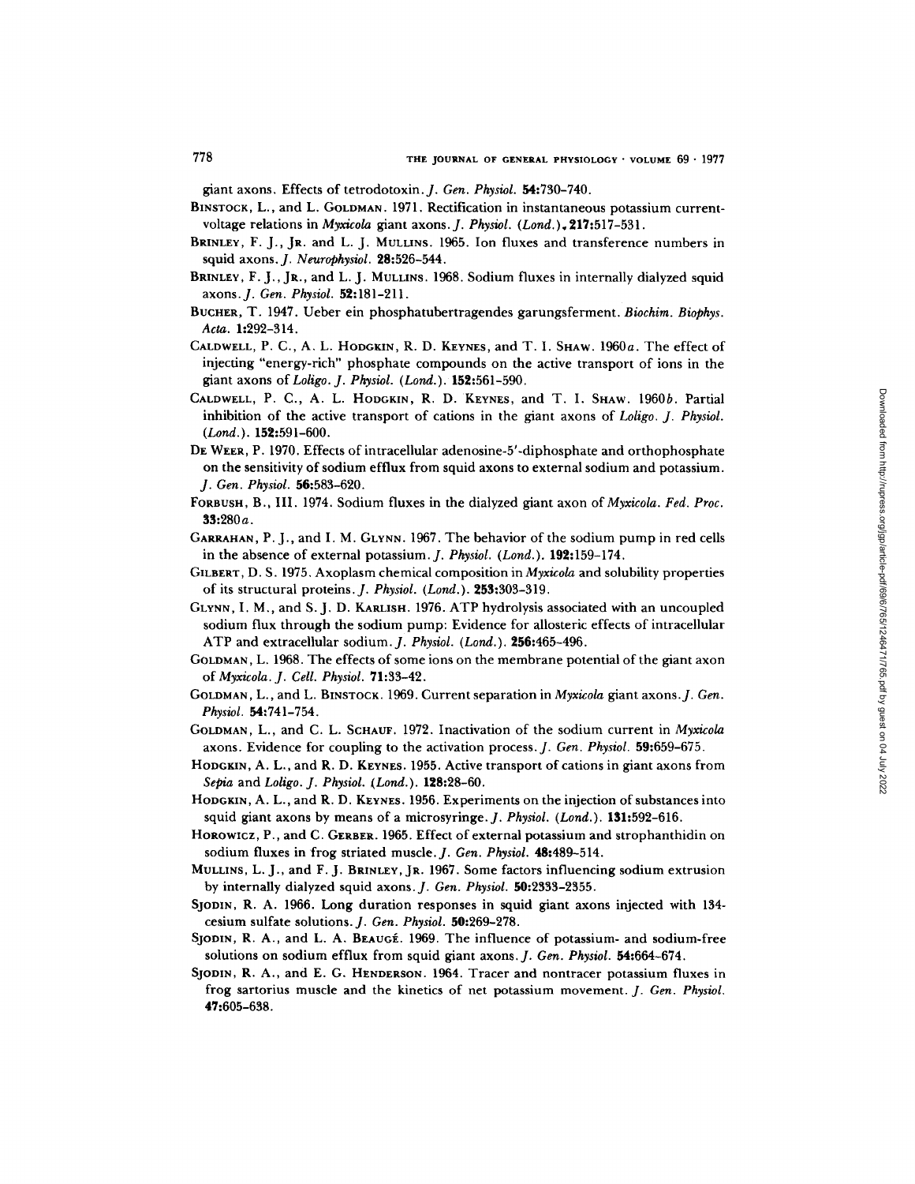giant axons. Effects of tetrodotoxin. *J. Gen. Physiol.* **54**:730–740.

BINSTOCK, L., and L. GOLDMAN. 1971. Rectification in instantaneous potassium current-voltage relations in *Myxicola* giant axons. *J. Physiol. (Lond.).* **217**:517–531.

BRINLEY, F. J., JR. and L. J. MULLINS. 1965. Ion fluxes and transference numbers in squid axons. *J. Neurophysiol.* **28**:526–544.

BRINLEY, F. J., JR., and L. J. MULLINS. 1968. Sodium fluxes in internally dialyzed squid axons. *J. Gen. Physiol.* **52**:181–211.

BUCHER, T. 1947. Ueber ein phosphatubertragendes garungsferment. *Biochim. Biophys. Acta.* **1**:292–314.

CALDWELL, P. C., A. L. HODGKIN, R. D. KEYNES, and T. I. SHAW. 1960*a*. The effect of injecting "energy-rich" phosphate compounds on the active transport of ions in the giant axons of *Loligo*. *J. Physiol. (Lond.).* **152**:561–590.

CALDWELL, P. C., A. L. HODGKIN, R. D. KEYNES, and T. I. SHAW. 1960*b*. Partial inhibition of the active transport of cations in the giant axons of *Loligo*. *J. Physiol. (Lond.).* **152**:591–600.

DE WEER, P. 1970. Effects of intracellular adenosine-5'-diphosphate and orthophosphate on the sensitivity of sodium efflux from squid axons to external sodium and potassium. *J. Gen. Physiol.* **56**:583–620.

FORBUSH, B., III. 1974. Sodium fluxes in the dialyzed giant axon of *Myxicola*. *Fed. Proc.* **33**:280*a*.

GARRAHAN, P. J., and I. M. GLYNN. 1967. The behavior of the sodium pump in red cells in the absence of external potassium. *J. Physiol. (Lond.).* **192**:159–174.

GILBERT, D. S. 1975. Axoplasm chemical composition in *Myxicola* and solubility properties of its structural proteins. *J. Physiol. (Lond.).* **253**:303–319.

GLYNN, I. M., and S. J. D. KARLISH. 1976. ATP hydrolysis associated with an uncoupled sodium flux through the sodium pump: Evidence for allosteric effects of intracellular ATP and extracellular sodium. *J. Physiol. (Lond.).* **256**:465–496.

GOLDMAN, L. 1968. The effects of some ions on the membrane potential of the giant axon of *Myxicola*. *J. Cell. Physiol.* **71**:33–42.

GOLDMAN, L., and L. BINSTOCK. 1969. Current separation in *Myxicola* giant axons. *J. Gen. Physiol.* **54**:741–754.

GOLDMAN, L., and C. L. SCHAUF. 1972. Inactivation of the sodium current in *Myxicola* axons. Evidence for coupling to the activation process. *J. Gen. Physiol.* **59**:659–675.

HODGKIN, A. L., and R. D. KEYNES. 1955. Active transport of cations in giant axons from *Sepia* and *Loligo*. *J. Physiol. (Lond.).* **128**:28–60.

HODGKIN, A. L., and R. D. KEYNES. 1956. Experiments on the injection of substances into squid giant axons by means of a microsyringe. *J. Physiol. (Lond.).* **131**:592–616.

HOROWICZ, P., and C. GERBER. 1965. Effect of external potassium and strophanthidin on sodium fluxes in frog striated muscle. *J. Gen. Physiol.* **48**:489–514.

MULLINS, L. J., and F. J. BRINLEY, JR. 1967. Some factors influencing sodium extrusion by internally dialyzed squid axons. *J. Gen. Physiol.* **50**:2333–2355.

SJODIN, R. A. 1966. Long duration responses in squid giant axons injected with 134-cesium sulfate solutions. *J. Gen. Physiol.* **50**:269–278.

SJODIN, R. A., and L. A. BEAUGÉ. 1969. The influence of potassium- and sodium-free solutions on sodium efflux from squid giant axons. *J. Gen. Physiol.* **54**:664–674.

SJODIN, R. A., and E. G. HENDERSON. 1964. Tracer and nontracer potassium fluxes in frog sartorius muscle and the kinetics of net potassium movement. *J. Gen. Physiol.* **47**:605–638.